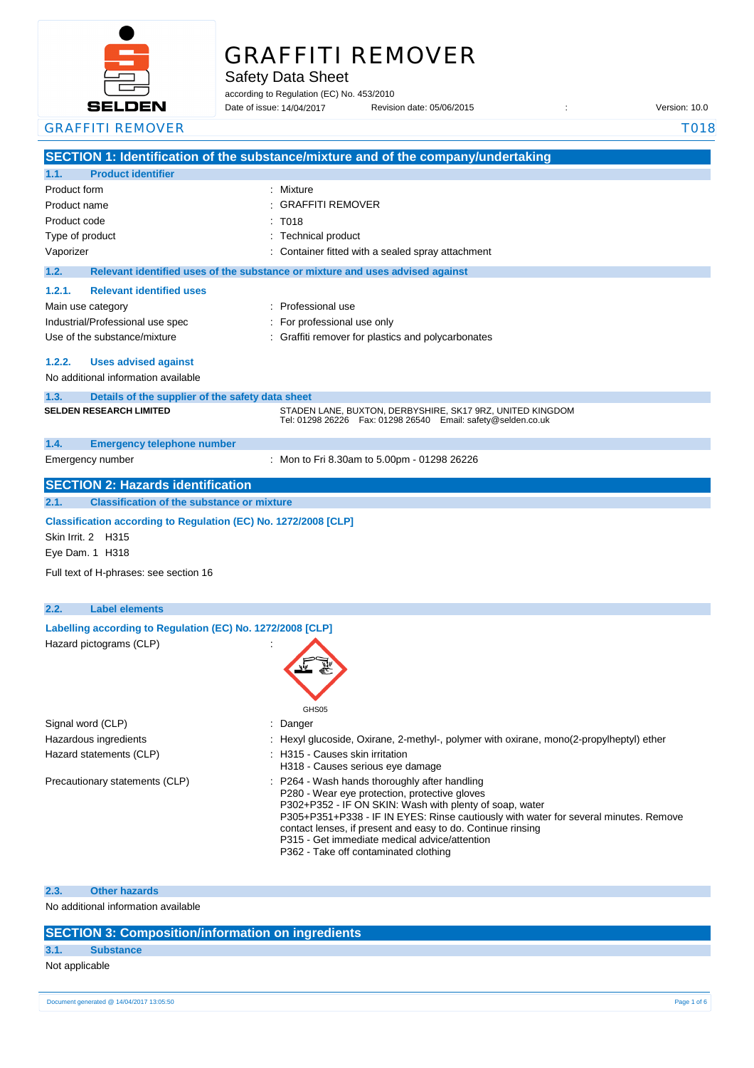# GRAFFITI REMOVER

Safety Data Sheet

according to Regulation (EC) No. 453/2010

Date of issue: 14/04/2017 Revision date: 05/06/2015 : Version: 10.0

## SECTION 1: Identification of the substance/mixture and of the company/undertaking

### 1.1. Product identifier

| | |
|---|---|
| Product form | : Mixture |
| Product name | : GRAFFITI REMOVER |
| Product code | : T018 |
| Type of product | : Technical product |
| Vaporizer | : Container fitted with a sealed spray attachment |

### 1.2. Relevant identified uses of the substance or mixture and uses advised against

#### 1.2.1. Relevant identified uses

| | |
|---|---|
| Main use category | : Professional use |
| Industrial/Professional use spec | : For professional use only |
| Use of the substance/mixture | : Graffiti remover for plastics and polycarbonates |

#### 1.2.2. Uses advised against

No additional information available

### 1.3. Details of the supplier of the safety data sheet

**SELDEN RESEARCH LIMITED**

STADEN LANE, BUXTON, DERBYSHIRE, SK17 9RZ, UNITED KINGDOM
Tel: 01298 26226 Fax: 01298 26540 Email: safety@selden.co.uk

### 1.4. Emergency telephone number

| | |
|---|---|
| Emergency number | : Mon to Fri 8.30am to 5.00pm - 01298 26226 |

## SECTION 2: Hazards identification

### 2.1. Classification of the substance or mixture

**Classification according to Regulation (EC) No. 1272/2008 [CLP]**

Skin Irrit. 2 H315

Eye Dam. 1 H318

Full text of H-phrases: see section 16

### 2.2. Label elements

**Labelling according to Regulation (EC) No. 1272/2008 [CLP]**

Hazard pictograms (CLP) :

GHS05

| | |
|---|---|
| Signal word (CLP) | : Danger |
| Hazardous ingredients | : Hexyl glucoside, Oxirane, 2-methyl-, polymer with oxirane, mono(2-propylheptyl) ether |
| Hazard statements (CLP) | : H315 - Causes skin irritation<br>H318 - Causes serious eye damage |
| Precautionary statements (CLP) | : P264 - Wash hands thoroughly after handling<br>P280 - Wear eye protection, protective gloves<br>P302+P352 - IF ON SKIN: Wash with plenty of soap, water<br>P305+P351+P338 - IF IN EYES: Rinse cautiously with water for several minutes. Remove contact lenses, if present and easy to do. Continue rinsing<br>P315 - Get immediate medical advice/attention<br>P362 - Take off contaminated clothing |

### 2.3. Other hazards

No additional information available

## SECTION 3: Composition/information on ingredients

### 3.1. Substance

Not applicable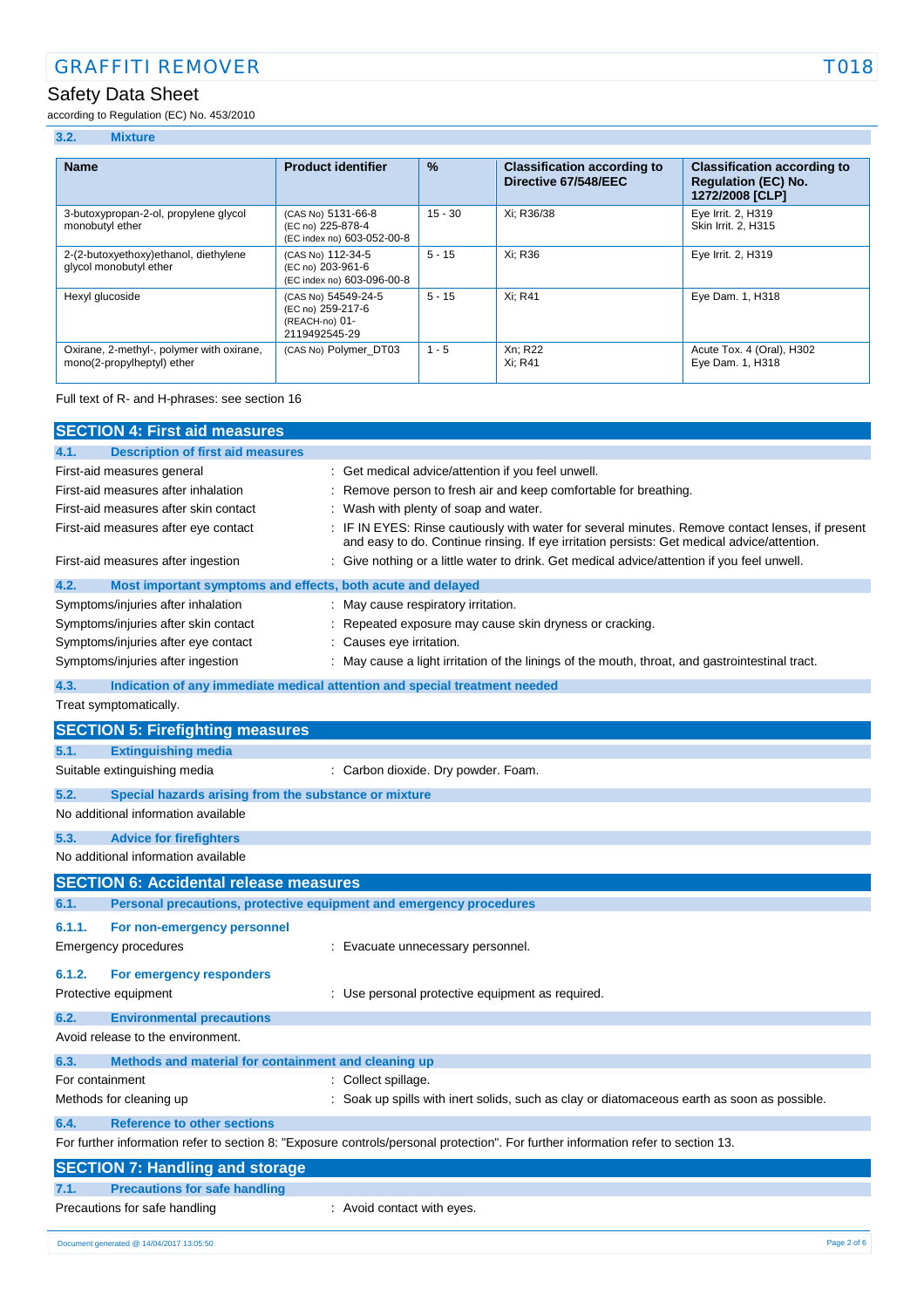### 3.2. Mixture

| Name | Product identifier | % | Classification according to Directive 67/548/EEC | Classification according to Regulation (EC) No. 1272/2008 [CLP] |
|---|---|---|---|---|
| 3-butoxypropan-2-ol, propylene glycol monobutyl ether | (CAS No) 5131-66-8<br>(EC no) 225-878-4<br>(EC index no) 603-052-00-8 | 15 - 30 | Xi; R36/38 | Eye Irrit. 2, H319<br>Skin Irrit. 2, H315 |
| 2-(2-butoxyethoxy)ethanol, diethylene glycol monobutyl ether | (CAS No) 112-34-5<br>(EC no) 203-961-6<br>(EC index no) 603-096-00-8 | 5 - 15 | Xi; R36 | Eye Irrit. 2, H319 |
| Hexyl glucoside | (CAS No) 54549-24-5<br>(EC no) 259-217-6<br>(REACH-no) 01-2119492545-29 | 5 - 15 | Xi; R41 | Eye Dam. 1, H318 |
| Oxirane, 2-methyl-, polymer with oxirane, mono(2-propylheptyl) ether | (CAS No) Polymer_DT03 | 1 - 5 | Xn; R22<br>Xi; R41 | Acute Tox. 4 (Oral), H302<br>Eye Dam. 1, H318 |

Full text of R- and H-phrases: see section 16

## SECTION 4: First aid measures

### 4.1. Description of first aid measures

First-aid measures general : Get medical advice/attention if you feel unwell.

First-aid measures after inhalation : Remove person to fresh air and keep comfortable for breathing.

First-aid measures after skin contact : Wash with plenty of soap and water.

First-aid measures after eye contact : IF IN EYES: Rinse cautiously with water for several minutes. Remove contact lenses, if present and easy to do. Continue rinsing. If eye irritation persists: Get medical advice/attention.

First-aid measures after ingestion : Give nothing or a little water to drink. Get medical advice/attention if you feel unwell.

### 4.2. Most important symptoms and effects, both acute and delayed

Symptoms/injuries after inhalation : May cause respiratory irritation.

Symptoms/injuries after skin contact : Repeated exposure may cause skin dryness or cracking.

Symptoms/injuries after eye contact : Causes eye irritation.

Symptoms/injuries after ingestion : May cause a light irritation of the linings of the mouth, throat, and gastrointestinal tract.

### 4.3. Indication of any immediate medical attention and special treatment needed

Treat symptomatically.

## SECTION 5: Firefighting measures

### 5.1. Extinguishing media

Suitable extinguishing media : Carbon dioxide. Dry powder. Foam.

### 5.2. Special hazards arising from the substance or mixture

No additional information available

### 5.3. Advice for firefighters

No additional information available

## SECTION 6: Accidental release measures

### 6.1. Personal precautions, protective equipment and emergency procedures

#### 6.1.1. For non-emergency personnel

Emergency procedures : Evacuate unnecessary personnel.

#### 6.1.2. For emergency responders

Protective equipment : Use personal protective equipment as required.

### 6.2. Environmental precautions

Avoid release to the environment.

### 6.3. Methods and material for containment and cleaning up

For containment : Collect spillage.

Methods for cleaning up : Soak up spills with inert solids, such as clay or diatomaceous earth as soon as possible.

### 6.4. Reference to other sections

For further information refer to section 8: "Exposure controls/personal protection". For further information refer to section 13.

## SECTION 7: Handling and storage

### 7.1. Precautions for safe handling

Precautions for safe handling : Avoid contact with eyes.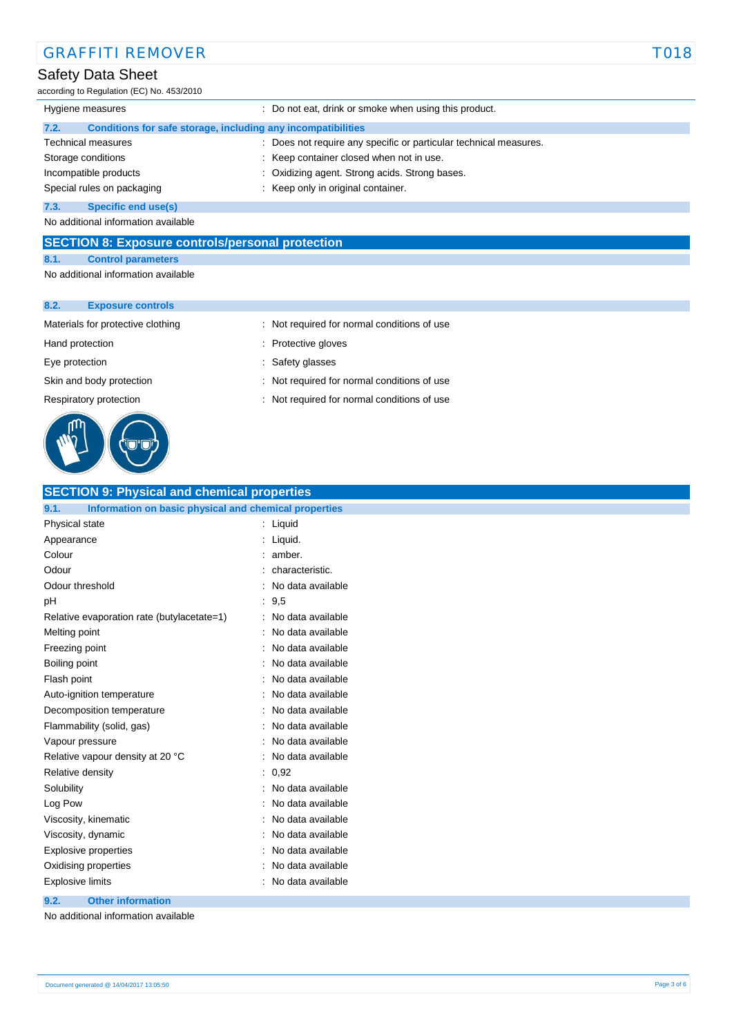| | |
|---|---|
| Hygiene measures | : Do not eat, drink or smoke when using this product. |

### 7.2. Conditions for safe storage, including any incompatibilities

| | |
|---|---|
| Technical measures | : Does not require any specific or particular technical measures. |
| Storage conditions | : Keep container closed when not in use. |
| Incompatible products | : Oxidizing agent. Strong acids. Strong bases. |
| Special rules on packaging | : Keep only in original container. |

### 7.3. Specific end use(s)

No additional information available

## SECTION 8: Exposure controls/personal protection

### 8.1. Control parameters

No additional information available

### 8.2. Exposure controls

| | |
|---|---|
| Materials for protective clothing | : Not required for normal conditions of use |
| Hand protection | : Protective gloves |
| Eye protection | : Safety glasses |
| Skin and body protection | : Not required for normal conditions of use |
| Respiratory protection | : Not required for normal conditions of use |

## SECTION 9: Physical and chemical properties

### 9.1. Information on basic physical and chemical properties

| | |
|---|---|
| Physical state | : Liquid |
| Appearance | : Liquid. |
| Colour | : amber. |
| Odour | : characteristic. |
| Odour threshold | : No data available |
| pH | : 9,5 |
| Relative evaporation rate (butylacetate=1) | : No data available |
| Melting point | : No data available |
| Freezing point | : No data available |
| Boiling point | : No data available |
| Flash point | : No data available |
| Auto-ignition temperature | : No data available |
| Decomposition temperature | : No data available |
| Flammability (solid, gas) | : No data available |
| Vapour pressure | : No data available |
| Relative vapour density at 20 °C | : No data available |
| Relative density | : 0,92 |
| Solubility | : No data available |
| Log Pow | : No data available |
| Viscosity, kinematic | : No data available |
| Viscosity, dynamic | : No data available |
| Explosive properties | : No data available |
| Oxidising properties | : No data available |
| Explosive limits | : No data available |

### 9.2. Other information

No additional information available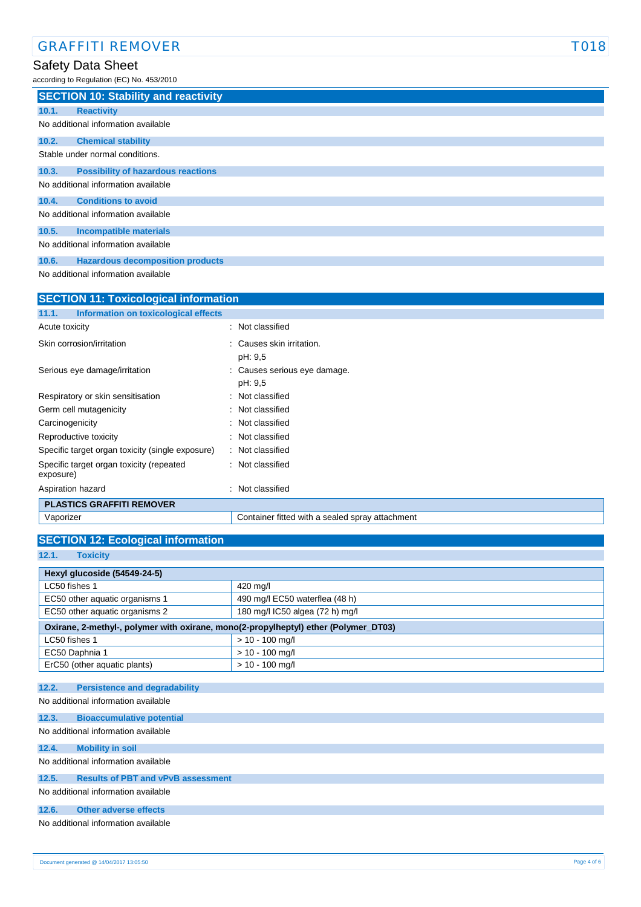## SECTION 10: Stability and reactivity

### 10.1. Reactivity

No additional information available

### 10.2. Chemical stability

Stable under normal conditions.

### 10.3. Possibility of hazardous reactions

No additional information available

### 10.4. Conditions to avoid

No additional information available

### 10.5. Incompatible materials

No additional information available

### 10.6. Hazardous decomposition products

No additional information available

## SECTION 11: Toxicological information

### 11.1. Information on toxicological effects

| | |
|---|---|
| Acute toxicity | : Not classified |
| Skin corrosion/irritation | : Causes skin irritation.<br>pH: 9,5 |
| Serious eye damage/irritation | : Causes serious eye damage.<br>pH: 9,5 |
| Respiratory or skin sensitisation | : Not classified |
| Germ cell mutagenicity | : Not classified |
| Carcinogenicity | : Not classified |
| Reproductive toxicity | : Not classified |
| Specific target organ toxicity (single exposure) | : Not classified |
| Specific target organ toxicity (repeated exposure) | : Not classified |
| Aspiration hazard | : Not classified |

| PLASTICS GRAFFITI REMOVER | |
|---|---|
| Vaporizer | Container fitted with a sealed spray attachment |

## SECTION 12: Ecological information

### 12.1. Toxicity

| Hexyl glucoside (54549-24-5) | |
|---|---|
| LC50 fishes 1 | 420 mg/l |
| EC50 other aquatic organisms 1 | 490 mg/l EC50 waterflea (48 h) |
| EC50 other aquatic organisms 2 | 180 mg/l IC50 algea (72 h) mg/l |

| Oxirane, 2-methyl-, polymer with oxirane, mono(2-propylheptyl) ether (Polymer_DT03) | |
|---|---|
| LC50 fishes 1 | > 10 - 100 mg/l |
| EC50 Daphnia 1 | > 10 - 100 mg/l |
| ErC50 (other aquatic plants) | > 10 - 100 mg/l |

### 12.2. Persistence and degradability

No additional information available

### 12.3. Bioaccumulative potential

No additional information available

### 12.4. Mobility in soil

No additional information available

### 12.5. Results of PBT and vPvB assessment

No additional information available

### 12.6. Other adverse effects

No additional information available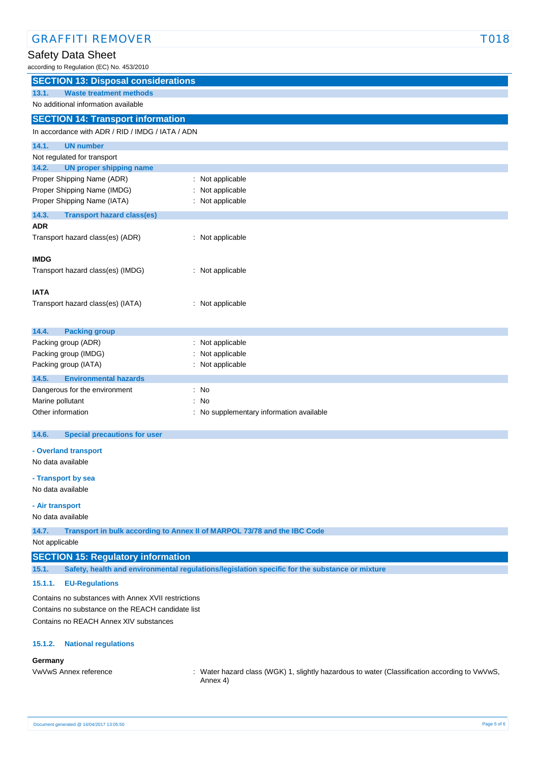## SECTION 13: Disposal considerations

### 13.1. Waste treatment methods

No additional information available

## SECTION 14: Transport information

In accordance with ADR / RID / IMDG / IATA / ADN

### 14.1. UN number

Not regulated for transport

### 14.2. UN proper shipping name

Proper Shipping Name (ADR) : Not applicable
Proper Shipping Name (IMDG) : Not applicable
Proper Shipping Name (IATA) : Not applicable

### 14.3. Transport hazard class(es)

**ADR**

Transport hazard class(es) (ADR) : Not applicable

**IMDG**

Transport hazard class(es) (IMDG) : Not applicable

**IATA**

Transport hazard class(es) (IATA) : Not applicable

### 14.4. Packing group

Packing group (ADR) : Not applicable
Packing group (IMDG) : Not applicable
Packing group (IATA) : Not applicable

### 14.5. Environmental hazards

Dangerous for the environment : No
Marine pollutant : No
Other information : No supplementary information available

### 14.6. Special precautions for user

**- Overland transport**

No data available

**- Transport by sea**

No data available

**- Air transport**

No data available

### 14.7. Transport in bulk according to Annex II of MARPOL 73/78 and the IBC Code

Not applicable

## SECTION 15: Regulatory information

### 15.1. Safety, health and environmental regulations/legislation specific for the substance or mixture

#### 15.1.1. EU-Regulations

Contains no substances with Annex XVII restrictions
Contains no substance on the REACH candidate list
Contains no REACH Annex XIV substances

#### 15.1.2. National regulations

**Germany**

VwVwS Annex reference : Water hazard class (WGK) 1, slightly hazardous to water (Classification according to VwVwS, Annex 4)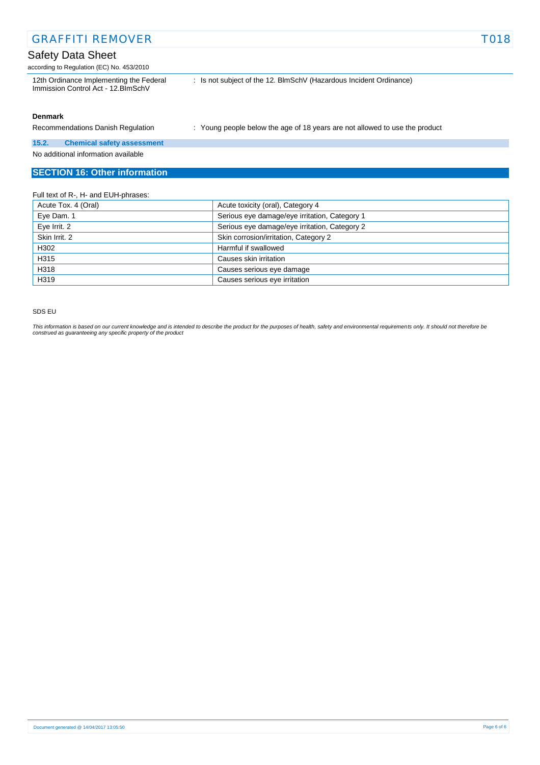12th Ordinance Implementing the Federal Immission Control Act - 12.BImSchV : Is not subject of the 12. BlmSchV (Hazardous Incident Ordinance)

**Denmark**

Recommendations Danish Regulation : Young people below the age of 18 years are not allowed to use the product

### 15.2. Chemical safety assessment

No additional information available

## SECTION 16: Other information

Full text of R-, H- and EUH-phrases:

| | |
|---|---|
| Acute Tox. 4 (Oral) | Acute toxicity (oral), Category 4 |
| Eye Dam. 1 | Serious eye damage/eye irritation, Category 1 |
| Eye Irrit. 2 | Serious eye damage/eye irritation, Category 2 |
| Skin Irrit. 2 | Skin corrosion/irritation, Category 2 |
| H302 | Harmful if swallowed |
| H315 | Causes skin irritation |
| H318 | Causes serious eye damage |
| H319 | Causes serious eye irritation |

SDS EU

*This information is based on our current knowledge and is intended to describe the product for the purposes of health, safety and environmental requirements only. It should not therefore be construed as guaranteeing any specific property of the product*